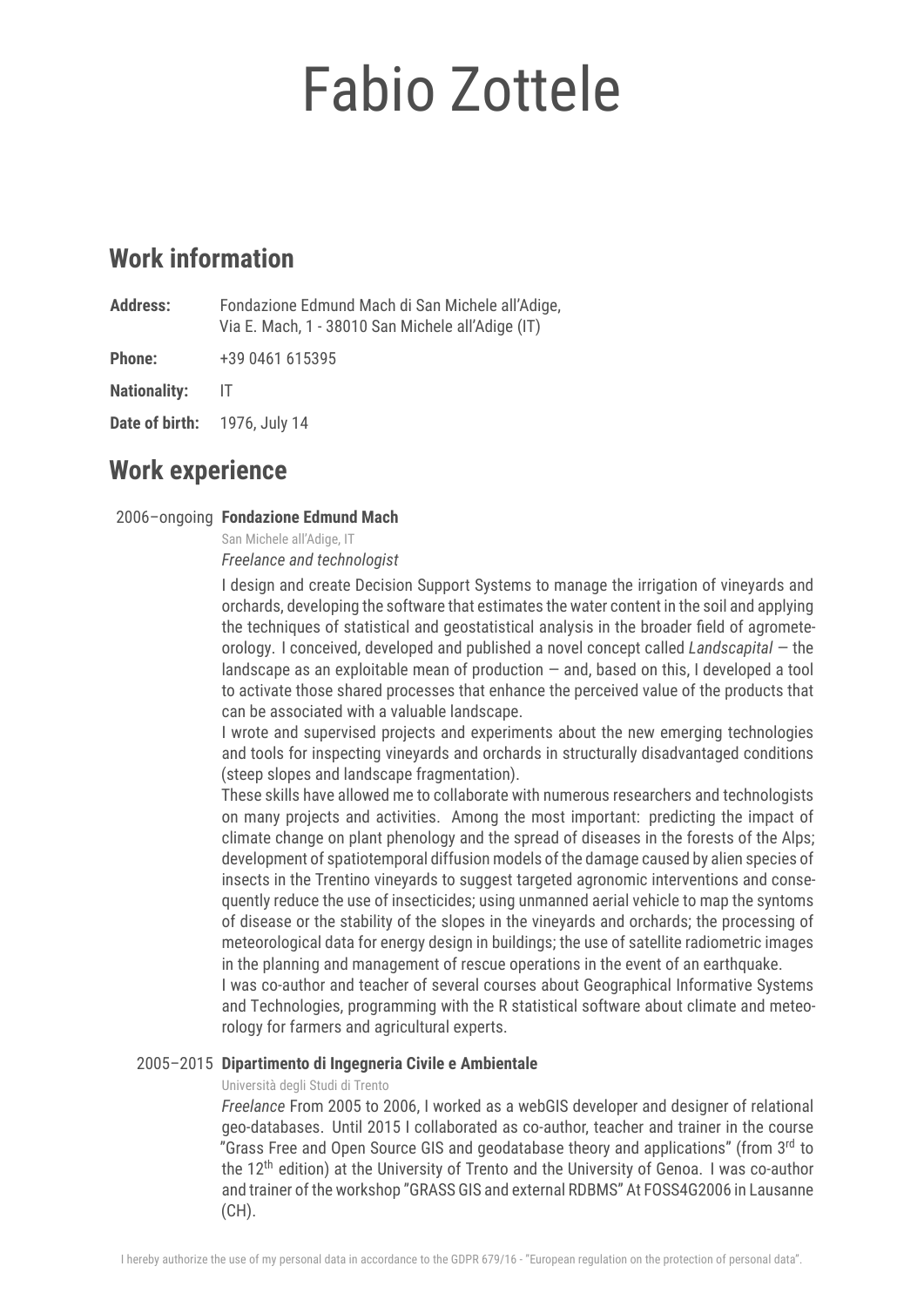# Fabio Zottele

## Work information

**Address:** Fondazione Edmund Mach di San Michele all'Adige,
Via E. Mach, 1 - 38010 San Michele all'Adige (IT)

**Phone:** +39 0461 615395

**Nationality:** IT

**Date of birth:** 1976, July 14

## Work experience

2006–ongoing **Fondazione Edmund Mach**

San Michele all'Adige, IT

*Freelance and technologist*

I design and create Decision Support Systems to manage the irrigation of vineyards and orchards, developing the software that estimates the water content in the soil and applying the techniques of statistical and geostatistical analysis in the broader field of agrometeorology. I conceived, developed and published a novel concept called *Landscapital* — the landscape as an exploitable mean of production — and, based on this, I developed a tool to activate those shared processes that enhance the perceived value of the products that can be associated with a valuable landscape.

I wrote and supervised projects and experiments about the new emerging technologies and tools for inspecting vineyards and orchards in structurally disadvantaged conditions (steep slopes and landscape fragmentation).

These skills have allowed me to collaborate with numerous researchers and technologists on many projects and activities. Among the most important: predicting the impact of climate change on plant phenology and the spread of diseases in the forests of the Alps; development of spatiotemporal diffusion models of the damage caused by alien species of insects in the Trentino vineyards to suggest targeted agronomic interventions and consequently reduce the use of insecticides; using unmanned aerial vehicle to map the syntoms of disease or the stability of the slopes in the vineyards and orchards; the processing of meteorological data for energy design in buildings; the use of satellite radiometric images in the planning and management of rescue operations in the event of an earthquake.

I was co-author and teacher of several courses about Geographical Informative Systems and Technologies, programming with the R statistical software about climate and meteorology for farmers and agricultural experts.

2005–2015 **Dipartimento di Ingegneria Civile e Ambientale**

Università degli Studi di Trento

*Freelance* From 2005 to 2006, I worked as a webGIS developer and designer of relational geo-databases. Until 2015 I collaborated as co-author, teacher and trainer in the course "Grass Free and Open Source GIS and geodatabase theory and applications" (from 3rd to the 12th edition) at the University of Trento and the University of Genoa. I was co-author and trainer of the workshop "GRASS GIS and external RDBMS" At FOSS4G2006 in Lausanne (CH).

I hereby authorize the use of my personal data in accordance to the GDPR 679/16 - "European regulation on the protection of personal data".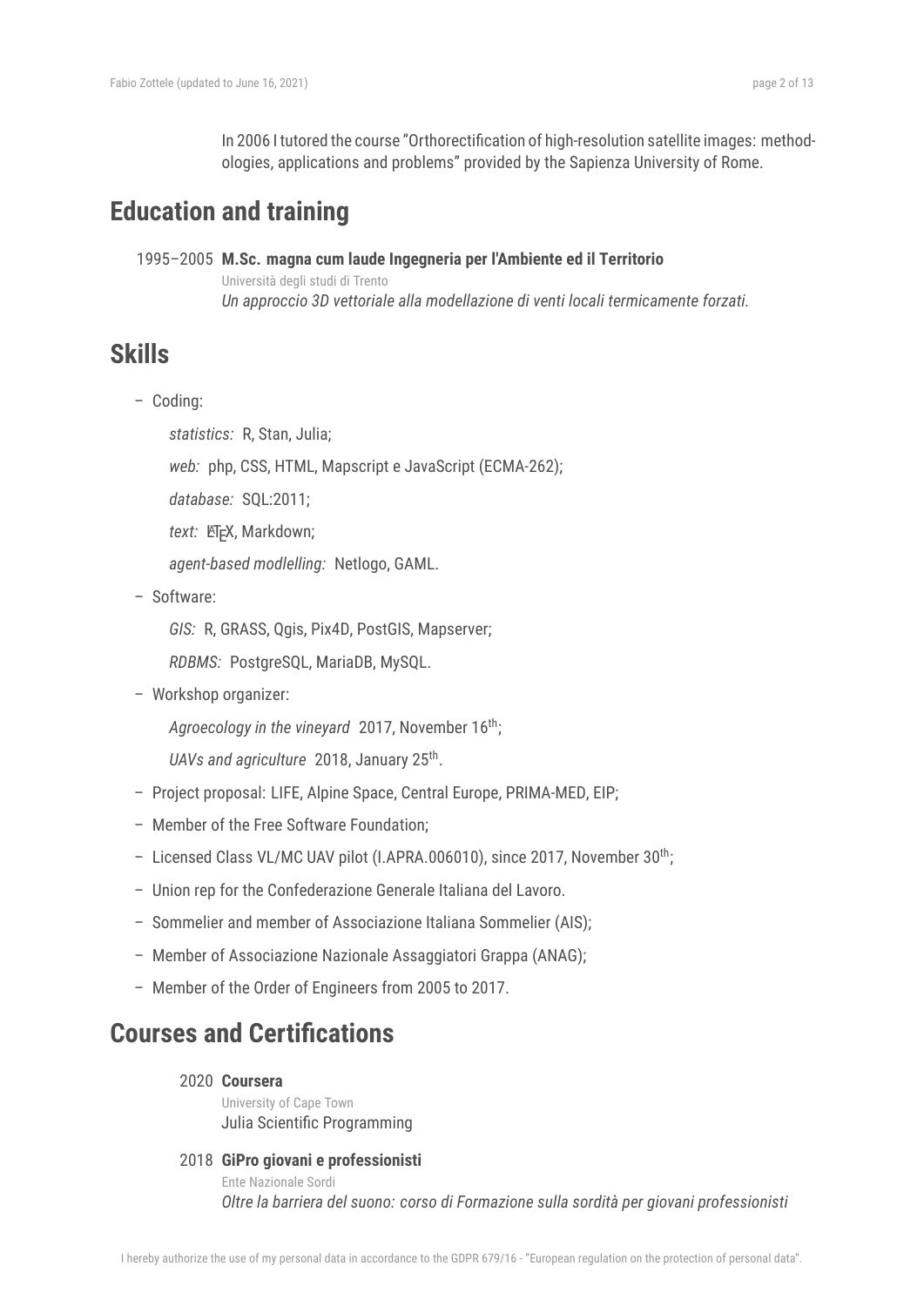In 2006 I tutored the course "Orthorectification of high-resolution satellite images: methodologies, applications and problems" provided by the Sapienza University of Rome.

## Education and training

1995–2005 **M.Sc. magna cum laude Ingegneria per l'Ambiente ed il Territorio**
Università degli studi di Trento
*Un approccio 3D vettoriale alla modellazione di venti locali termicamente forzati.*

## Skills

- Coding:
  - *statistics:* R, Stan, Julia;
  - *web:* php, CSS, HTML, Mapscript e JavaScript (ECMA-262);
  - *database:* SQL:2011;
  - *text:* LaTeX, Markdown;
  - *agent-based modlelling:* Netlogo, GAML.
- Software:
  - *GIS:* R, GRASS, Qgis, Pix4D, PostGIS, Mapserver;
  - *RDBMS:* PostgreSQL, MariaDB, MySQL.
- Workshop organizer:
  - *Agroecology in the vineyard* 2017, November 16th;
  - *UAVs and agriculture* 2018, January 25th.
- Project proposal: LIFE, Alpine Space, Central Europe, PRIMA-MED, EIP;
- Member of the Free Software Foundation;
- Licensed Class VL/MC UAV pilot (I.APRA.006010), since 2017, November 30th;
- Union rep for the Confederazione Generale Italiana del Lavoro.
- Sommelier and member of Associazione Italiana Sommelier (AIS);
- Member of Associazione Nazionale Assaggiatori Grappa (ANAG);
- Member of the Order of Engineers from 2005 to 2017.

## Courses and Certifications

2020 **Coursera**
University of Cape Town
Julia Scientific Programming

2018 **GiPro giovani e professionisti**
Ente Nazionale Sordi
*Oltre la barriera del suono: corso di Formazione sulla sordità per giovani professionisti*

I hereby authorize the use of my personal data in accordance to the GDPR 679/16 - "European regulation on the protection of personal data".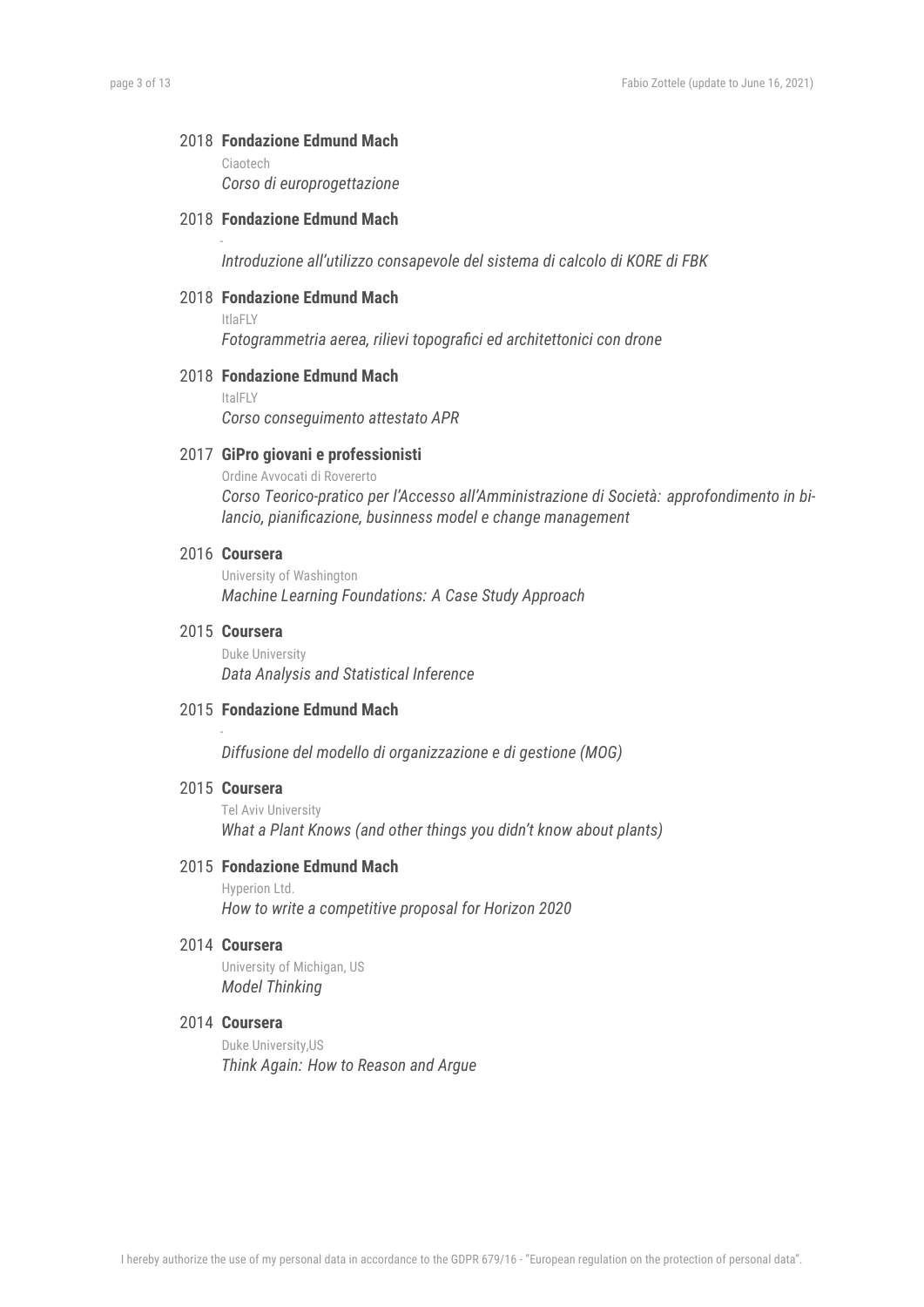2018 **Fondazione Edmund Mach**
Ciaotech
*Corso di europrogettazione*

2018 **Fondazione Edmund Mach**
-
*Introduzione all'utilizzo consapevole del sistema di calcolo di KORE di FBK*

2018 **Fondazione Edmund Mach**
ItlaFLY
*Fotogrammetria aerea, rilievi topografici ed architettonici con drone*

2018 **Fondazione Edmund Mach**
ItalFLY
*Corso conseguimento attestato APR*

2017 **GiPro giovani e professionisti**
Ordine Avvocati di Rovererto
*Corso Teorico-pratico per l'Accesso all'Amministrazione di Società: approfondimento in bilancio, pianificazione, businness model e change management*

2016 **Coursera**
University of Washington
*Machine Learning Foundations: A Case Study Approach*

2015 **Coursera**
Duke University
*Data Analysis and Statistical Inference*

2015 **Fondazione Edmund Mach**
-
*Diffusione del modello di organizzazione e di gestione (MOG)*

2015 **Coursera**
Tel Aviv University
*What a Plant Knows (and other things you didn't know about plants)*

2015 **Fondazione Edmund Mach**
Hyperion Ltd.
*How to write a competitive proposal for Horizon 2020*

2014 **Coursera**
University of Michigan, US
*Model Thinking*

2014 **Coursera**
Duke University,US
*Think Again: How to Reason and Argue*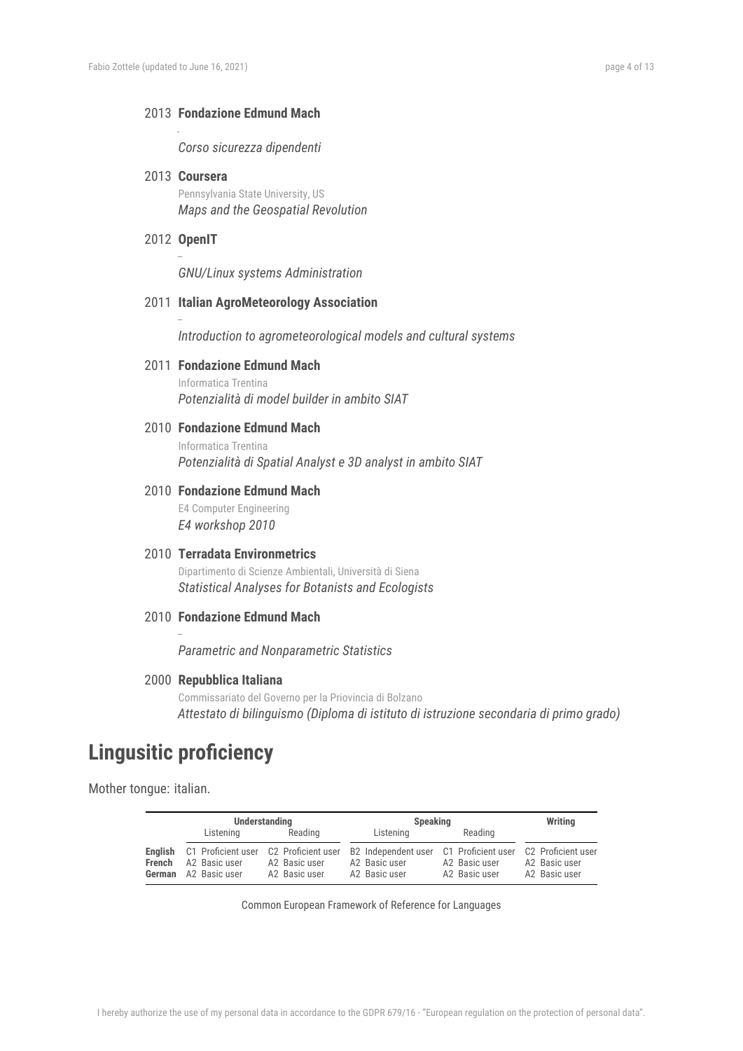2013 **Fondazione Edmund Mach**

-

*Corso sicurezza dipendenti*

2013 **Coursera**

Pennsylvania State University, US

*Maps and the Geospatial Revolution*

2012 **OpenIT**

–

*GNU/Linux systems Administration*

2011 **Italian AgroMeteorology Association**

–

*Introduction to agrometeorological models and cultural systems*

2011 **Fondazione Edmund Mach**

Informatica Trentina

*Potenzialità di model builder in ambito SIAT*

2010 **Fondazione Edmund Mach**

Informatica Trentina

*Potenzialità di Spatial Analyst e 3D analyst in ambito SIAT*

2010 **Fondazione Edmund Mach**

E4 Computer Engineering

*E4 workshop 2010*

2010 **Terradata Environmetrics**

Dipartimento di Scienze Ambientali, Università di Siena

*Statistical Analyses for Botanists and Ecologists*

2010 **Fondazione Edmund Mach**

–

*Parametric and Nonparametric Statistics*

2000 **Repubblica Italiana**

Commissariato del Governo per la Priovincia di Bolzano

*Attestato di bilinguismo (Diploma di istituto di istruzione secondaria di primo grado)*

# Lingusitic proficiency

Mother tongue: italian.

| | **Understanding** | | **Speaking** | | **Writing** |
|---|---|---|---|---|---|
| | Listening | Reading | Listening | Reading | |
| **English** | C1 Proficient user | C2 Proficient user | B2 Independent user | C1 Proficient user | C2 Proficient user |
| **French** | A2 Basic user | A2 Basic user | A2 Basic user | A2 Basic user | A2 Basic user |
| **German** | A2 Basic user | A2 Basic user | A2 Basic user | A2 Basic user | A2 Basic user |

Common European Framework of Reference for Languages

I hereby authorize the use of my personal data in accordance to the GDPR 679/16 - "European regulation on the protection of personal data".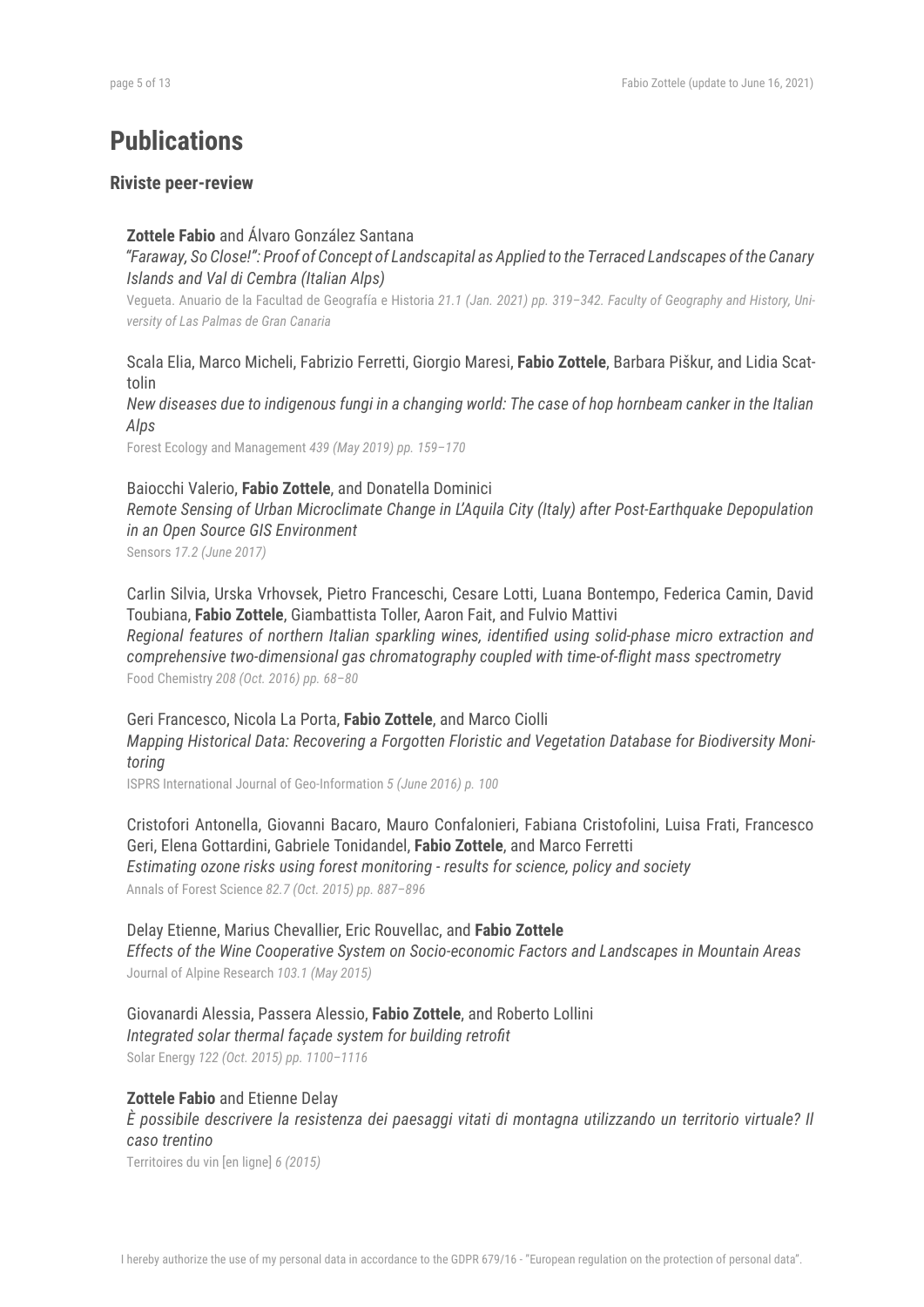# Publications

## Riviste peer-review

**Zottele Fabio** and Álvaro González Santana
*"Faraway, So Close!": Proof of Concept of Landscapital as Applied to the Terraced Landscapes of the Canary Islands and Val di Cembra (Italian Alps)*
Vegueta. Anuario de la Facultad de Geografía e Historia *21.1 (Jan. 2021) pp. 319–342. Faculty of Geography and History, University of Las Palmas de Gran Canaria*

Scala Elia, Marco Micheli, Fabrizio Ferretti, Giorgio Maresi, **Fabio Zottele**, Barbara Piškur, and Lidia Scattolin
*New diseases due to indigenous fungi in a changing world: The case of hop hornbeam canker in the Italian Alps*
Forest Ecology and Management *439 (May 2019) pp. 159–170*

Baiocchi Valerio, **Fabio Zottele**, and Donatella Dominici
*Remote Sensing of Urban Microclimate Change in L'Aquila City (Italy) after Post-Earthquake Depopulation in an Open Source GIS Environment*
Sensors *17.2 (June 2017)*

Carlin Silvia, Urska Vrhovsek, Pietro Franceschi, Cesare Lotti, Luana Bontempo, Federica Camin, David Toubiana, **Fabio Zottele**, Giambattista Toller, Aaron Fait, and Fulvio Mattivi
*Regional features of northern Italian sparkling wines, identified using solid-phase micro extraction and comprehensive two-dimensional gas chromatography coupled with time-of-flight mass spectrometry*
Food Chemistry *208 (Oct. 2016) pp. 68–80*

Geri Francesco, Nicola La Porta, **Fabio Zottele**, and Marco Ciolli
*Mapping Historical Data: Recovering a Forgotten Floristic and Vegetation Database for Biodiversity Monitoring*
ISPRS International Journal of Geo-Information *5 (June 2016) p. 100*

Cristofori Antonella, Giovanni Bacaro, Mauro Confalonieri, Fabiana Cristofolini, Luisa Frati, Francesco Geri, Elena Gottardini, Gabriele Tonidandel, **Fabio Zottele**, and Marco Ferretti
*Estimating ozone risks using forest monitoring - results for science, policy and society*
Annals of Forest Science *82.7 (Oct. 2015) pp. 887–896*

Delay Etienne, Marius Chevallier, Eric Rouvellac, and **Fabio Zottele**
*Effects of the Wine Cooperative System on Socio-economic Factors and Landscapes in Mountain Areas*
Journal of Alpine Research *103.1 (May 2015)*

Giovanardi Alessia, Passera Alessio, **Fabio Zottele**, and Roberto Lollini
*Integrated solar thermal façade system for building retrofit*
Solar Energy *122 (Oct. 2015) pp. 1100–1116*

**Zottele Fabio** and Etienne Delay
*È possibile descrivere la resistenza dei paesaggi vitati di montagna utilizzando un territorio virtuale? Il caso trentino*
Territoires du vin [en ligne] *6 (2015)*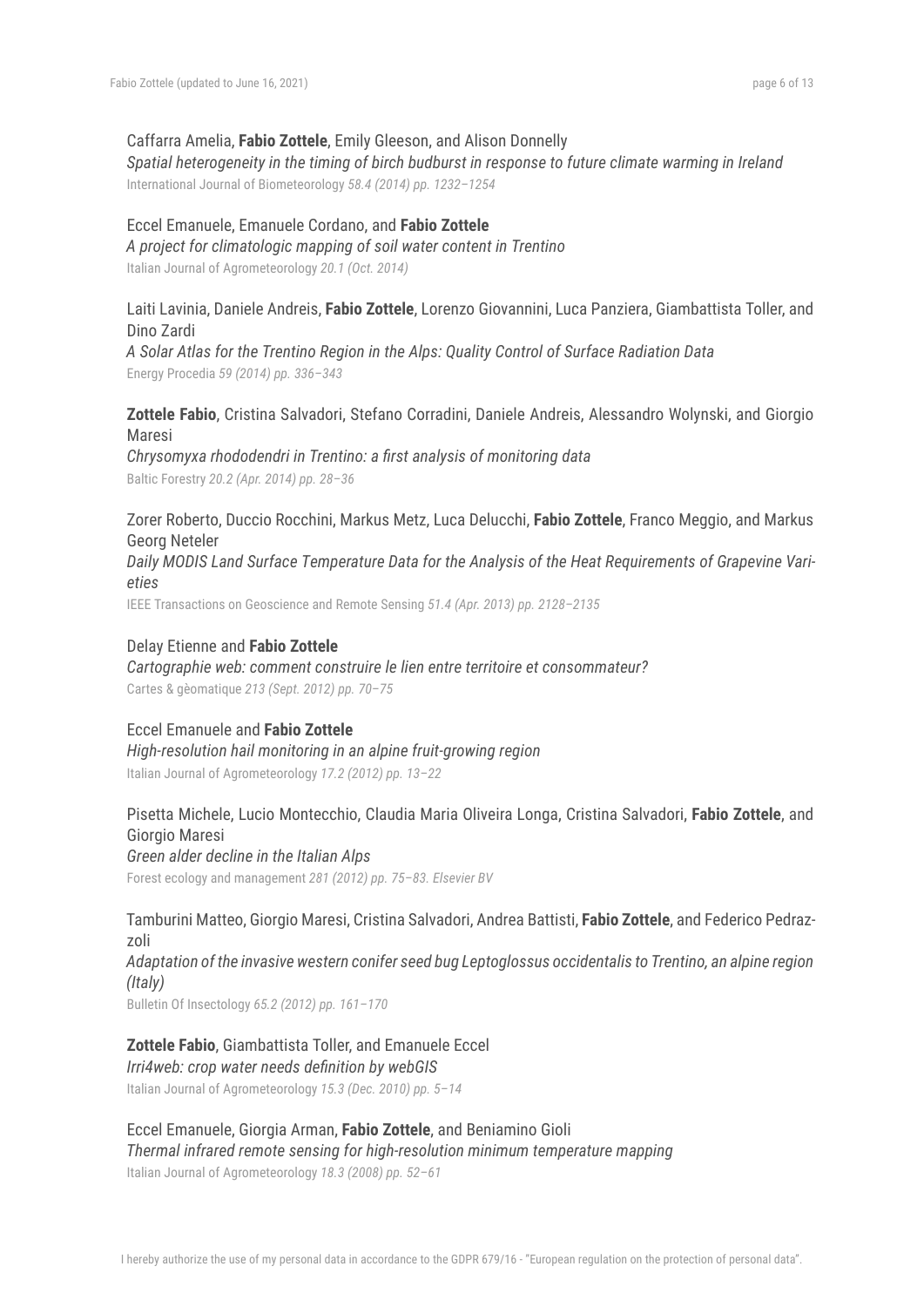Caffarra Amelia, **Fabio Zottele**, Emily Gleeson, and Alison Donnelly
*Spatial heterogeneity in the timing of birch budburst in response to future climate warming in Ireland*
International Journal of Biometeorology *58.4 (2014) pp. 1232–1254*

Eccel Emanuele, Emanuele Cordano, and **Fabio Zottele**
*A project for climatologic mapping of soil water content in Trentino*
Italian Journal of Agrometeorology *20.1 (Oct. 2014)*

Laiti Lavinia, Daniele Andreis, **Fabio Zottele**, Lorenzo Giovannini, Luca Panziera, Giambattista Toller, and Dino Zardi
*A Solar Atlas for the Trentino Region in the Alps: Quality Control of Surface Radiation Data*
Energy Procedia *59 (2014) pp. 336–343*

**Zottele Fabio**, Cristina Salvadori, Stefano Corradini, Daniele Andreis, Alessandro Wolynski, and Giorgio Maresi
*Chrysomyxa rhododendri in Trentino: a first analysis of monitoring data*
Baltic Forestry *20.2 (Apr. 2014) pp. 28–36*

Zorer Roberto, Duccio Rocchini, Markus Metz, Luca Delucchi, **Fabio Zottele**, Franco Meggio, and Markus Georg Neteler
*Daily MODIS Land Surface Temperature Data for the Analysis of the Heat Requirements of Grapevine Varieties*
IEEE Transactions on Geoscience and Remote Sensing *51.4 (Apr. 2013) pp. 2128–2135*

Delay Etienne and **Fabio Zottele**
*Cartographie web: comment construire le lien entre territoire et consommateur?*
Cartes & gèomatique *213 (Sept. 2012) pp. 70–75*

Eccel Emanuele and **Fabio Zottele**
*High-resolution hail monitoring in an alpine fruit-growing region*
Italian Journal of Agrometeorology *17.2 (2012) pp. 13–22*

Pisetta Michele, Lucio Montecchio, Claudia Maria Oliveira Longa, Cristina Salvadori, **Fabio Zottele**, and Giorgio Maresi
*Green alder decline in the Italian Alps*
Forest ecology and management *281 (2012) pp. 75–83. Elsevier BV*

Tamburini Matteo, Giorgio Maresi, Cristina Salvadori, Andrea Battisti, **Fabio Zottele**, and Federico Pedrazzoli
*Adaptation of the invasive western conifer seed bug Leptoglossus occidentalis to Trentino, an alpine region (Italy)*
Bulletin Of Insectology *65.2 (2012) pp. 161–170*

**Zottele Fabio**, Giambattista Toller, and Emanuele Eccel
*Irri4web: crop water needs definition by webGIS*
Italian Journal of Agrometeorology *15.3 (Dec. 2010) pp. 5–14*

Eccel Emanuele, Giorgia Arman, **Fabio Zottele**, and Beniamino Gioli
*Thermal infrared remote sensing for high-resolution minimum temperature mapping*
Italian Journal of Agrometeorology *18.3 (2008) pp. 52–61*

I hereby authorize the use of my personal data in accordance to the GDPR 679/16 - "European regulation on the protection of personal data".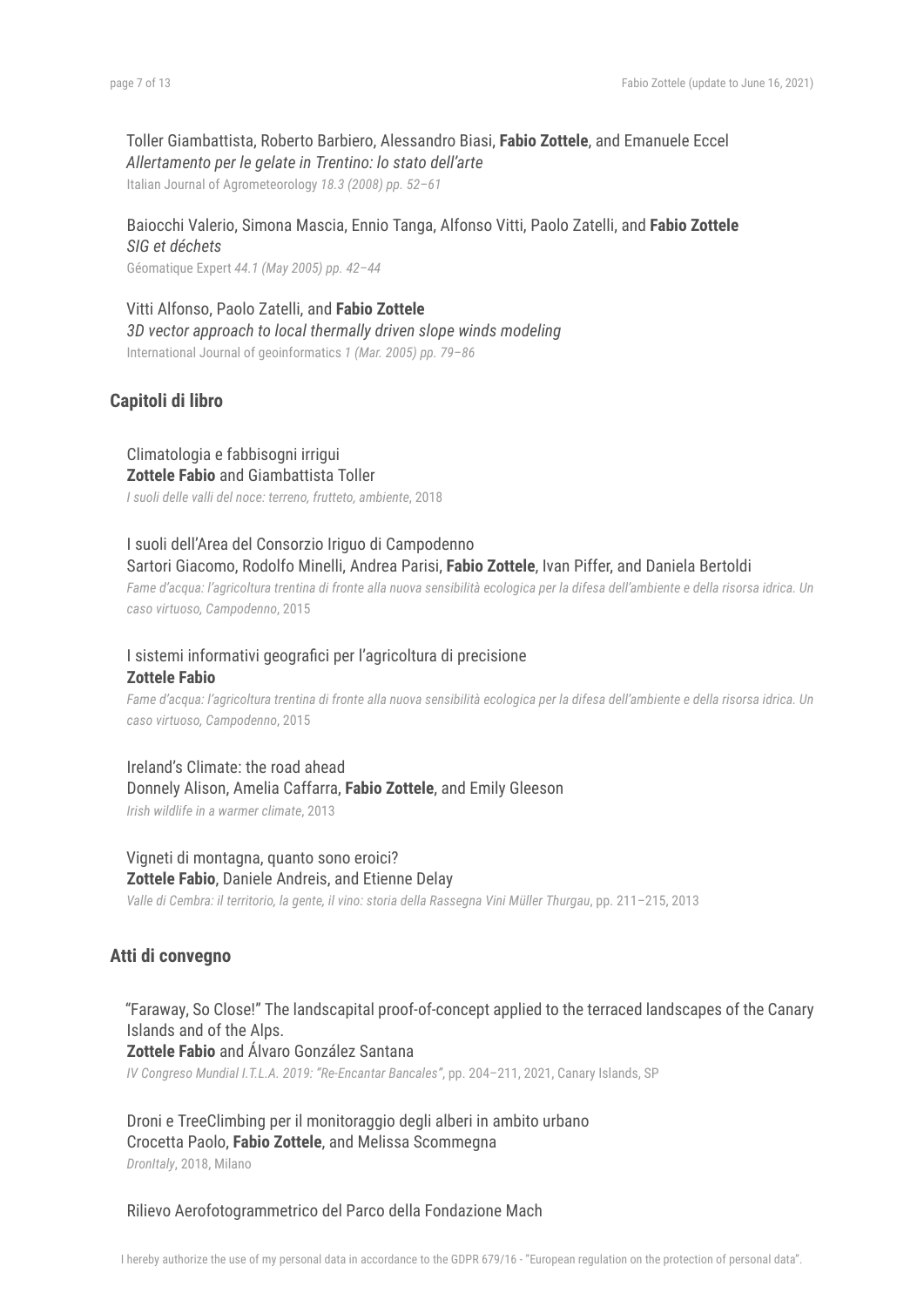Toller Giambattista, Roberto Barbiero, Alessandro Biasi, **Fabio Zottele**, and Emanuele Eccel
*Allertamento per le gelate in Trentino: lo stato dell'arte*
Italian Journal of Agrometeorology *18.3 (2008) pp. 52–61*

Baiocchi Valerio, Simona Mascia, Ennio Tanga, Alfonso Vitti, Paolo Zatelli, and **Fabio Zottele**
*SIG et déchets*
Géomatique Expert *44.1 (May 2005) pp. 42–44*

Vitti Alfonso, Paolo Zatelli, and **Fabio Zottele**
*3D vector approach to local thermally driven slope winds modeling*
International Journal of geoinformatics *1 (Mar. 2005) pp. 79–86*

## Capitoli di libro

Climatologia e fabbisogni irrigui
**Zottele Fabio** and Giambattista Toller
*I suoli delle valli del noce: terreno, frutteto, ambiente*, 2018

I suoli dell'Area del Consorzio Iriguo di Campodenno
Sartori Giacomo, Rodolfo Minelli, Andrea Parisi, **Fabio Zottele**, Ivan Piffer, and Daniela Bertoldi
*Fame d'acqua: l'agricoltura trentina di fronte alla nuova sensibilità ecologica per la difesa dell'ambiente e della risorsa idrica. Un caso virtuoso, Campodenno*, 2015

I sistemi informativi geografici per l'agricoltura di precisione
**Zottele Fabio**
*Fame d'acqua: l'agricoltura trentina di fronte alla nuova sensibilità ecologica per la difesa dell'ambiente e della risorsa idrica. Un caso virtuoso, Campodenno*, 2015

Ireland's Climate: the road ahead
Donnely Alison, Amelia Caffarra, **Fabio Zottele**, and Emily Gleeson
*Irish wildlife in a warmer climate*, 2013

Vigneti di montagna, quanto sono eroici?
**Zottele Fabio**, Daniele Andreis, and Etienne Delay
*Valle di Cembra: il territorio, la gente, il vino: storia della Rassegna Vini Müller Thurgau*, pp. 211–215, 2013

## Atti di convegno

"Faraway, So Close!" The landscapital proof-of-concept applied to the terraced landscapes of the Canary Islands and of the Alps.
**Zottele Fabio** and Álvaro González Santana
*IV Congreso Mundial I.T.L.A. 2019: "Re-Encantar Bancales"*, pp. 204–211, 2021, Canary Islands, SP

Droni e TreeClimbing per il monitoraggio degli alberi in ambito urbano
Crocetta Paolo, **Fabio Zottele**, and Melissa Scommegna
*DronItaly*, 2018, Milano

Rilievo Aerofotogrammetrico del Parco della Fondazione Mach

I hereby authorize the use of my personal data in accordance to the GDPR 679/16 - "European regulation on the protection of personal data".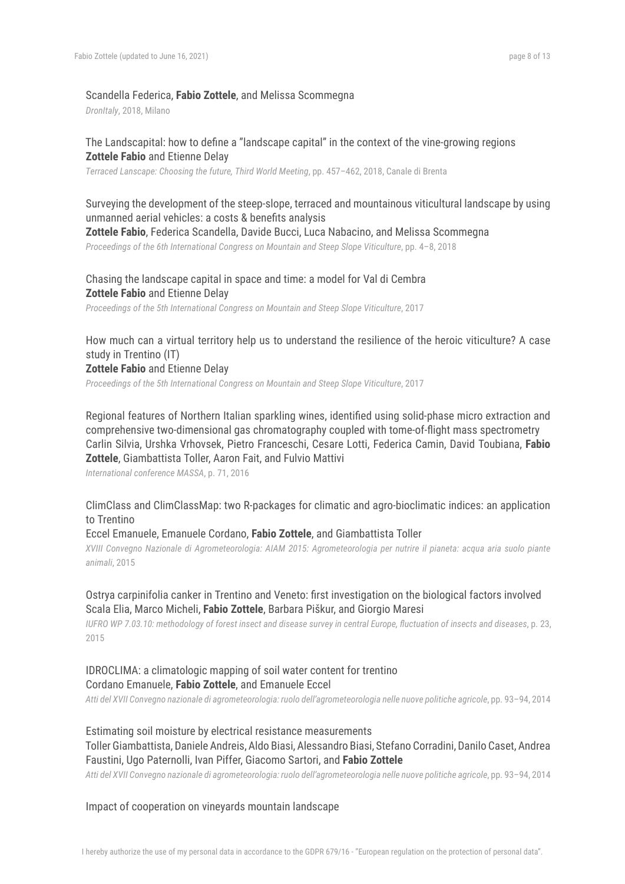Scandella Federica, **Fabio Zottele**, and Melissa Scommegna
*DronItaly*, 2018, Milano

The Landscapital: how to define a "landscape capital" in the context of the vine-growing regions
**Zottele Fabio** and Etienne Delay
*Terraced Lanscape: Choosing the future, Third World Meeting*, pp. 457–462, 2018, Canale di Brenta

Surveying the development of the steep-slope, terraced and mountainous viticultural landscape by using unmanned aerial vehicles: a costs & benefits analysis
**Zottele Fabio**, Federica Scandella, Davide Bucci, Luca Nabacino, and Melissa Scommegna
*Proceedings of the 6th International Congress on Mountain and Steep Slope Viticulture*, pp. 4–8, 2018

Chasing the landscape capital in space and time: a model for Val di Cembra
**Zottele Fabio** and Etienne Delay
*Proceedings of the 5th International Congress on Mountain and Steep Slope Viticulture*, 2017

How much can a virtual territory help us to understand the resilience of the heroic viticulture? A case study in Trentino (IT)
**Zottele Fabio** and Etienne Delay
*Proceedings of the 5th International Congress on Mountain and Steep Slope Viticulture*, 2017

Regional features of Northern Italian sparkling wines, identified using solid-phase micro extraction and comprehensive two-dimensional gas chromatography coupled with tome-of-flight mass spectrometry
Carlin Silvia, Urshka Vrhovsek, Pietro Franceschi, Cesare Lotti, Federica Camin, David Toubiana, **Fabio Zottele**, Giambattista Toller, Aaron Fait, and Fulvio Mattivi
*International conference MASSA*, p. 71, 2016

ClimClass and ClimClassMap: two R-packages for climatic and agro-bioclimatic indices: an application to Trentino
Eccel Emanuele, Emanuele Cordano, **Fabio Zottele**, and Giambattista Toller
*XVIII Convegno Nazionale di Agrometeorologia: AIAM 2015: Agrometeorologia per nutrire il pianeta: acqua aria suolo piante animali*, 2015

Ostrya carpinifolia canker in Trentino and Veneto: first investigation on the biological factors involved
Scala Elia, Marco Micheli, **Fabio Zottele**, Barbara Piškur, and Giorgio Maresi
*IUFRO WP 7.03.10: methodology of forest insect and disease survey in central Europe, fluctuation of insects and diseases*, p. 23, 2015

IDROCLIMA: a climatologic mapping of soil water content for trentino
Cordano Emanuele, **Fabio Zottele**, and Emanuele Eccel
*Atti del XVII Convegno nazionale di agrometeorologia: ruolo dell'agrometeorologia nelle nuove politiche agricole*, pp. 93–94, 2014

Estimating soil moisture by electrical resistance measurements
Toller Giambattista, Daniele Andreis, Aldo Biasi, Alessandro Biasi, Stefano Corradini, Danilo Caset, Andrea Faustini, Ugo Paternolli, Ivan Piffer, Giacomo Sartori, and **Fabio Zottele**
*Atti del XVII Convegno nazionale di agrometeorologia: ruolo dell'agrometeorologia nelle nuove politiche agricole*, pp. 93–94, 2014

Impact of cooperation on vineyards mountain landscape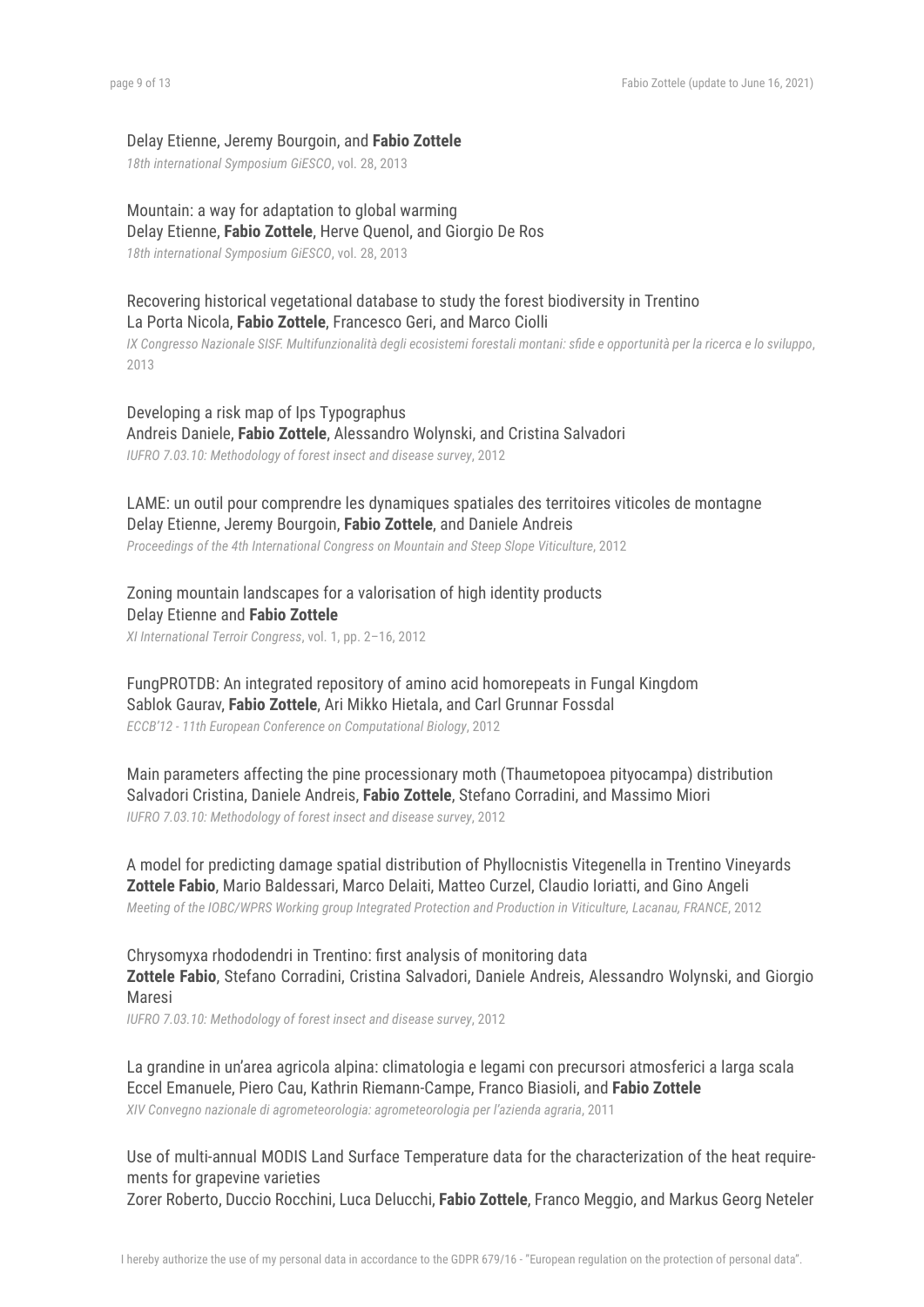Delay Etienne, Jeremy Bourgoin, and **Fabio Zottele**
*18th international Symposium GiESCO*, vol. 28, 2013

Mountain: a way for adaptation to global warming
Delay Etienne, **Fabio Zottele**, Herve Quenol, and Giorgio De Ros
*18th international Symposium GiESCO*, vol. 28, 2013

Recovering historical vegetational database to study the forest biodiversity in Trentino
La Porta Nicola, **Fabio Zottele**, Francesco Geri, and Marco Ciolli
*IX Congresso Nazionale SISF. Multifunzionalità degli ecosistemi forestali montani: sfide e opportunità per la ricerca e lo sviluppo*, 2013

Developing a risk map of Ips Typographus
Andreis Daniele, **Fabio Zottele**, Alessandro Wolynski, and Cristina Salvadori
*IUFRO 7.03.10: Methodology of forest insect and disease survey*, 2012

LAME: un outil pour comprendre les dynamiques spatiales des territoires viticoles de montagne
Delay Etienne, Jeremy Bourgoin, **Fabio Zottele**, and Daniele Andreis
*Proceedings of the 4th International Congress on Mountain and Steep Slope Viticulture*, 2012

Zoning mountain landscapes for a valorisation of high identity products
Delay Etienne and **Fabio Zottele**
*XI International Terroir Congress*, vol. 1, pp. 2–16, 2012

FungPROTDB: An integrated repository of amino acid homorepeats in Fungal Kingdom
Sablok Gaurav, **Fabio Zottele**, Ari Mikko Hietala, and Carl Grunnar Fossdal
*ECCB'12 - 11th European Conference on Computational Biology*, 2012

Main parameters affecting the pine processionary moth (Thaumetopoea pityocampa) distribution
Salvadori Cristina, Daniele Andreis, **Fabio Zottele**, Stefano Corradini, and Massimo Miori
*IUFRO 7.03.10: Methodology of forest insect and disease survey*, 2012

A model for predicting damage spatial distribution of Phyllocnistis Vitegenella in Trentino Vineyards
**Zottele Fabio**, Mario Baldessari, Marco Delaiti, Matteo Curzel, Claudio Ioriatti, and Gino Angeli
*Meeting of the IOBC/WPRS Working group Integrated Protection and Production in Viticulture, Lacanau, FRANCE*, 2012

Chrysomyxa rhododendri in Trentino: first analysis of monitoring data
**Zottele Fabio**, Stefano Corradini, Cristina Salvadori, Daniele Andreis, Alessandro Wolynski, and Giorgio Maresi
*IUFRO 7.03.10: Methodology of forest insect and disease survey*, 2012

La grandine in un'area agricola alpina: climatologia e legami con precursori atmosferici a larga scala
Eccel Emanuele, Piero Cau, Kathrin Riemann-Campe, Franco Biasioli, and **Fabio Zottele**
*XIV Convegno nazionale di agrometeorologia: agrometeorologia per l'azienda agraria*, 2011

Use of multi-annual MODIS Land Surface Temperature data for the characterization of the heat requirements for grapevine varieties
Zorer Roberto, Duccio Rocchini, Luca Delucchi, **Fabio Zottele**, Franco Meggio, and Markus Georg Neteler

I hereby authorize the use of my personal data in accordance to the GDPR 679/16 - "European regulation on the protection of personal data".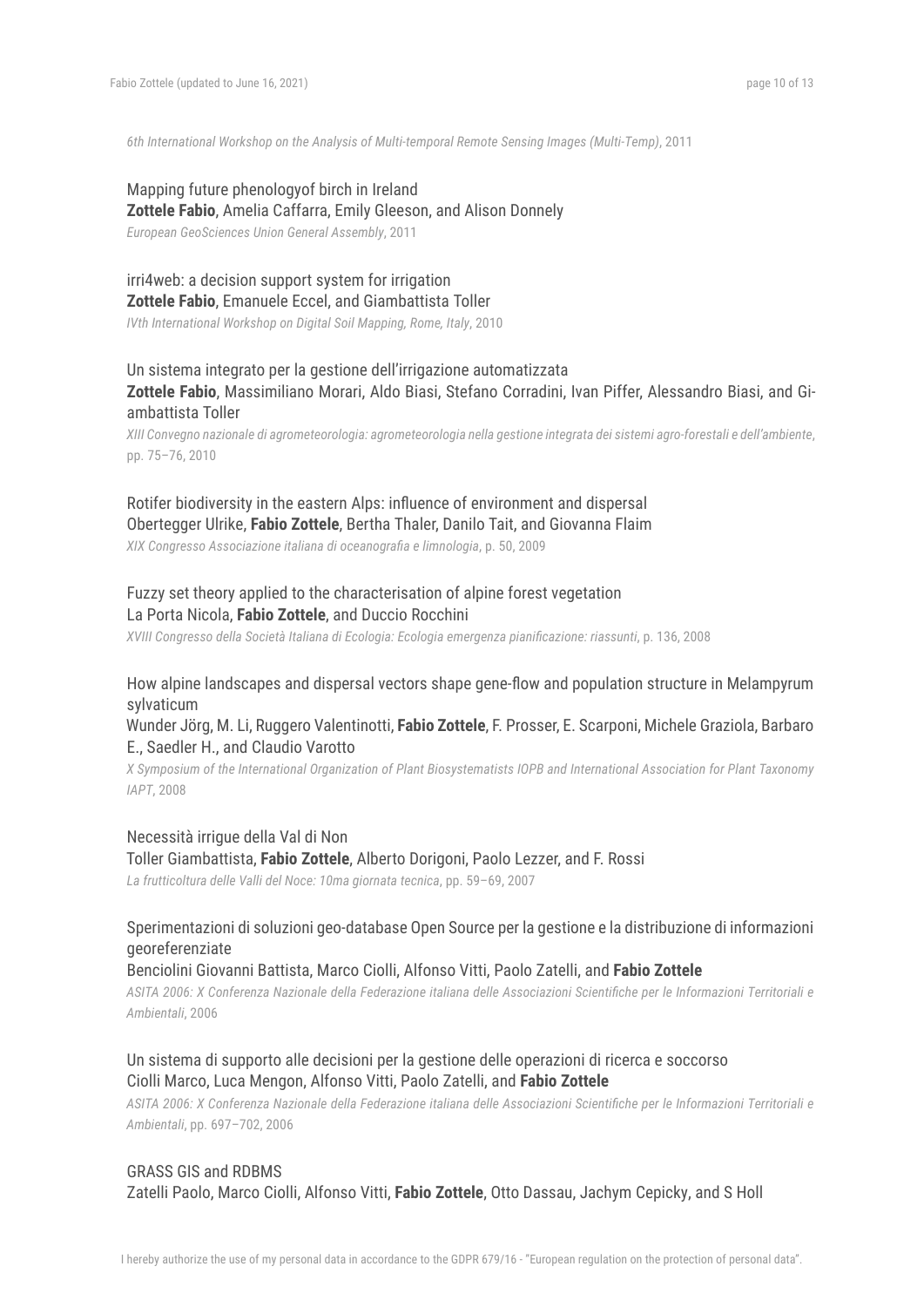*6th International Workshop on the Analysis of Multi-temporal Remote Sensing Images (Multi-Temp)*, 2011

Mapping future phenologyof birch in Ireland
**Zottele Fabio**, Amelia Caffarra, Emily Gleeson, and Alison Donnely
*European GeoSciences Union General Assembly*, 2011

irri4web: a decision support system for irrigation
**Zottele Fabio**, Emanuele Eccel, and Giambattista Toller
*IVth International Workshop on Digital Soil Mapping, Rome, Italy*, 2010

Un sistema integrato per la gestione dell'irrigazione automatizzata
**Zottele Fabio**, Massimiliano Morari, Aldo Biasi, Stefano Corradini, Ivan Piffer, Alessandro Biasi, and Giambattista Toller
*XIII Convegno nazionale di agrometeorologia: agrometeorologia nella gestione integrata dei sistemi agro-forestali e dell'ambiente*, pp. 75–76, 2010

Rotifer biodiversity in the eastern Alps: influence of environment and dispersal
Obertegger Ulrike, **Fabio Zottele**, Bertha Thaler, Danilo Tait, and Giovanna Flaim
*XIX Congresso Associazione italiana di oceanografia e limnologia*, p. 50, 2009

Fuzzy set theory applied to the characterisation of alpine forest vegetation
La Porta Nicola, **Fabio Zottele**, and Duccio Rocchini
*XVIII Congresso della Società Italiana di Ecologia: Ecologia emergenza pianificazione: riassunti*, p. 136, 2008

How alpine landscapes and dispersal vectors shape gene-flow and population structure in Melampyrum sylvaticum
Wunder Jörg, M. Li, Ruggero Valentinotti, **Fabio Zottele**, F. Prosser, E. Scarponi, Michele Graziola, Barbaro E., Saedler H., and Claudio Varotto
*X Symposium of the International Organization of Plant Biosystematists IOPB and International Association for Plant Taxonomy IAPT*, 2008

Necessità irrigue della Val di Non
Toller Giambattista, **Fabio Zottele**, Alberto Dorigoni, Paolo Lezzer, and F. Rossi
*La frutticoltura delle Valli del Noce: 10ma giornata tecnica*, pp. 59–69, 2007

Sperimentazioni di soluzioni geo-database Open Source per la gestione e la distribuzione di informazioni georeferenziate
Benciolini Giovanni Battista, Marco Ciolli, Alfonso Vitti, Paolo Zatelli, and **Fabio Zottele**
*ASITA 2006: X Conferenza Nazionale della Federazione italiana delle Associazioni Scientifiche per le Informazioni Territoriali e Ambientali*, 2006

Un sistema di supporto alle decisioni per la gestione delle operazioni di ricerca e soccorso
Ciolli Marco, Luca Mengon, Alfonso Vitti, Paolo Zatelli, and **Fabio Zottele**
*ASITA 2006: X Conferenza Nazionale della Federazione italiana delle Associazioni Scientifiche per le Informazioni Territoriali e Ambientali*, pp. 697–702, 2006

GRASS GIS and RDBMS
Zatelli Paolo, Marco Ciolli, Alfonso Vitti, **Fabio Zottele**, Otto Dassau, Jachym Cepicky, and S Holl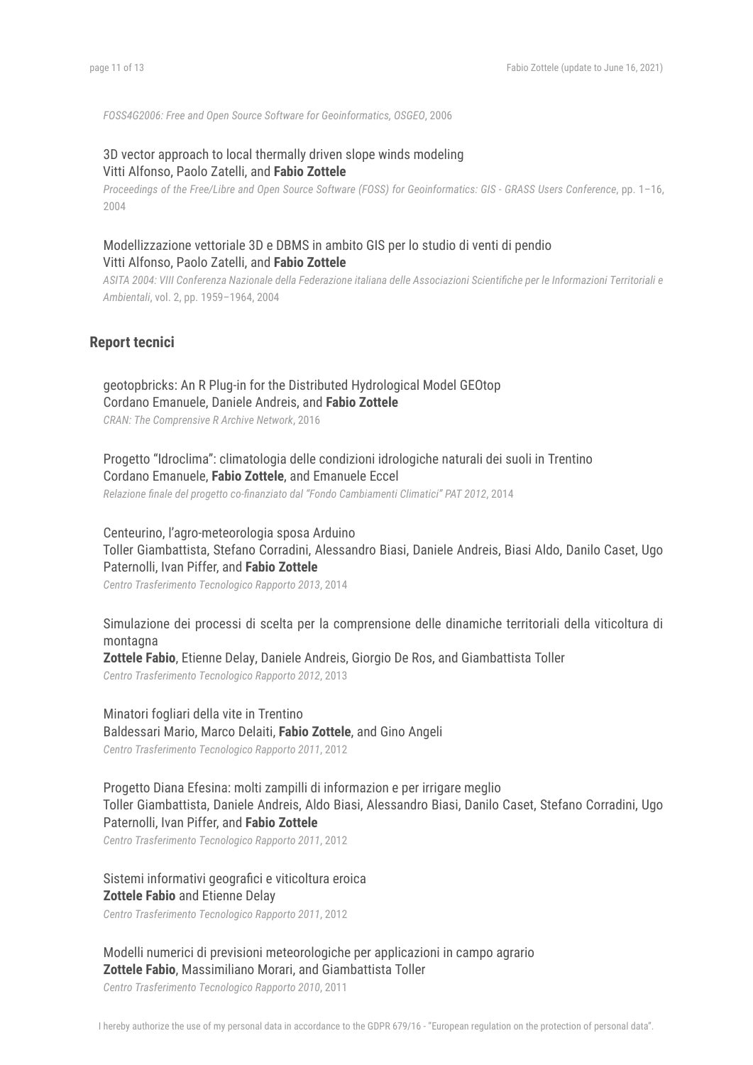*FOSS4G2006: Free and Open Source Software for Geoinformatics, OSGEO*, 2006

3D vector approach to local thermally driven slope winds modeling
Vitti Alfonso, Paolo Zatelli, and **Fabio Zottele**
*Proceedings of the Free/Libre and Open Source Software (FOSS) for Geoinformatics: GIS - GRASS Users Conference*, pp. 1–16, 2004

Modellizzazione vettoriale 3D e DBMS in ambito GIS per lo studio di venti di pendio
Vitti Alfonso, Paolo Zatelli, and **Fabio Zottele**
*ASITA 2004: VIII Conferenza Nazionale della Federazione italiana delle Associazioni Scientifiche per le Informazioni Territoriali e Ambientali*, vol. 2, pp. 1959–1964, 2004

## Report tecnici

geotopbricks: An R Plug-in for the Distributed Hydrological Model GEOtop
Cordano Emanuele, Daniele Andreis, and **Fabio Zottele**
*CRAN: The Comprensive R Archive Network*, 2016

Progetto "Idroclima": climatologia delle condizioni idrologiche naturali dei suoli in Trentino
Cordano Emanuele, **Fabio Zottele**, and Emanuele Eccel
*Relazione finale del progetto co-finanziato dal "Fondo Cambiamenti Climatici" PAT 2012*, 2014

Centeurino, l'agro-meteorologia sposa Arduino
Toller Giambattista, Stefano Corradini, Alessandro Biasi, Daniele Andreis, Biasi Aldo, Danilo Caset, Ugo Paternolli, Ivan Piffer, and **Fabio Zottele**
*Centro Trasferimento Tecnologico Rapporto 2013*, 2014

Simulazione dei processi di scelta per la comprensione delle dinamiche territoriali della viticoltura di montagna
**Zottele Fabio**, Etienne Delay, Daniele Andreis, Giorgio De Ros, and Giambattista Toller
*Centro Trasferimento Tecnologico Rapporto 2012*, 2013

Minatori fogliari della vite in Trentino
Baldessari Mario, Marco Delaiti, **Fabio Zottele**, and Gino Angeli
*Centro Trasferimento Tecnologico Rapporto 2011*, 2012

Progetto Diana Efesina: molti zampilli di informazion e per irrigare meglio
Toller Giambattista, Daniele Andreis, Aldo Biasi, Alessandro Biasi, Danilo Caset, Stefano Corradini, Ugo Paternolli, Ivan Piffer, and **Fabio Zottele**
*Centro Trasferimento Tecnologico Rapporto 2011*, 2012

Sistemi informativi geografici e viticoltura eroica
**Zottele Fabio** and Etienne Delay
*Centro Trasferimento Tecnologico Rapporto 2011*, 2012

Modelli numerici di previsioni meteorologiche per applicazioni in campo agrario
**Zottele Fabio**, Massimiliano Morari, and Giambattista Toller
*Centro Trasferimento Tecnologico Rapporto 2010*, 2011

I hereby authorize the use of my personal data in accordance to the GDPR 679/16 - "European regulation on the protection of personal data".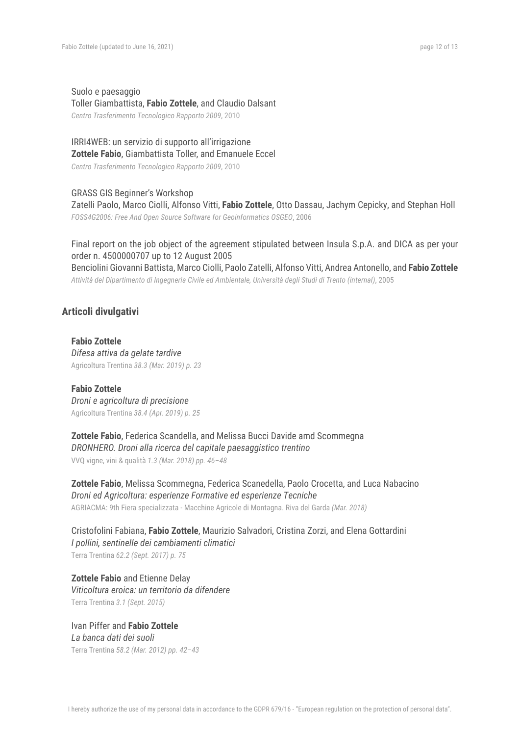Suolo e paesaggio
Toller Giambattista, **Fabio Zottele**, and Claudio Dalsant
*Centro Trasferimento Tecnologico Rapporto 2009*, 2010

IRRI4WEB: un servizio di supporto all'irrigazione
**Zottele Fabio**, Giambattista Toller, and Emanuele Eccel
*Centro Trasferimento Tecnologico Rapporto 2009*, 2010

GRASS GIS Beginner's Workshop
Zatelli Paolo, Marco Ciolli, Alfonso Vitti, **Fabio Zottele**, Otto Dassau, Jachym Cepicky, and Stephan Holl
*FOSS4G2006: Free And Open Source Software for Geoinformatics OSGEO*, 2006

Final report on the job object of the agreement stipulated between Insula S.p.A. and DICA as per your order n. 4500000707 up to 12 August 2005
Benciolini Giovanni Battista, Marco Ciolli, Paolo Zatelli, Alfonso Vitti, Andrea Antonello, and **Fabio Zottele**
*Attività del Dipartimento di Ingegneria Civile ed Ambientale, Università degli Studi di Trento (internal)*, 2005

## Articoli divulgativi

**Fabio Zottele**
*Difesa attiva da gelate tardive*
Agricoltura Trentina *38.3 (Mar. 2019) p. 23*

**Fabio Zottele**
*Droni e agricoltura di precisione*
Agricoltura Trentina *38.4 (Apr. 2019) p. 25*

**Zottele Fabio**, Federica Scandella, and Melissa Bucci Davide amd Scommegna
*DRONHERO. Droni alla ricerca del capitale paesaggistico trentino*
VVQ vigne, vini & qualità *1.3 (Mar. 2018) pp. 46–48*

**Zottele Fabio**, Melissa Scommegna, Federica Scanedella, Paolo Crocetta, and Luca Nabacino
*Droni ed Agricoltura: esperienze Formative ed esperienze Tecniche*
AGRIACMA: 9th Fiera specializzata - Macchine Agricole di Montagna. Riva del Garda *(Mar. 2018)*

Cristofolini Fabiana, **Fabio Zottele**, Maurizio Salvadori, Cristina Zorzi, and Elena Gottardini
*I pollini, sentinelle dei cambiamenti climatici*
Terra Trentina *62.2 (Sept. 2017) p. 75*

**Zottele Fabio** and Etienne Delay
*Viticoltura eroica: un territorio da difendere*
Terra Trentina *3.1 (Sept. 2015)*

Ivan Piffer and **Fabio Zottele**
*La banca dati dei suoli*
Terra Trentina *58.2 (Mar. 2012) pp. 42–43*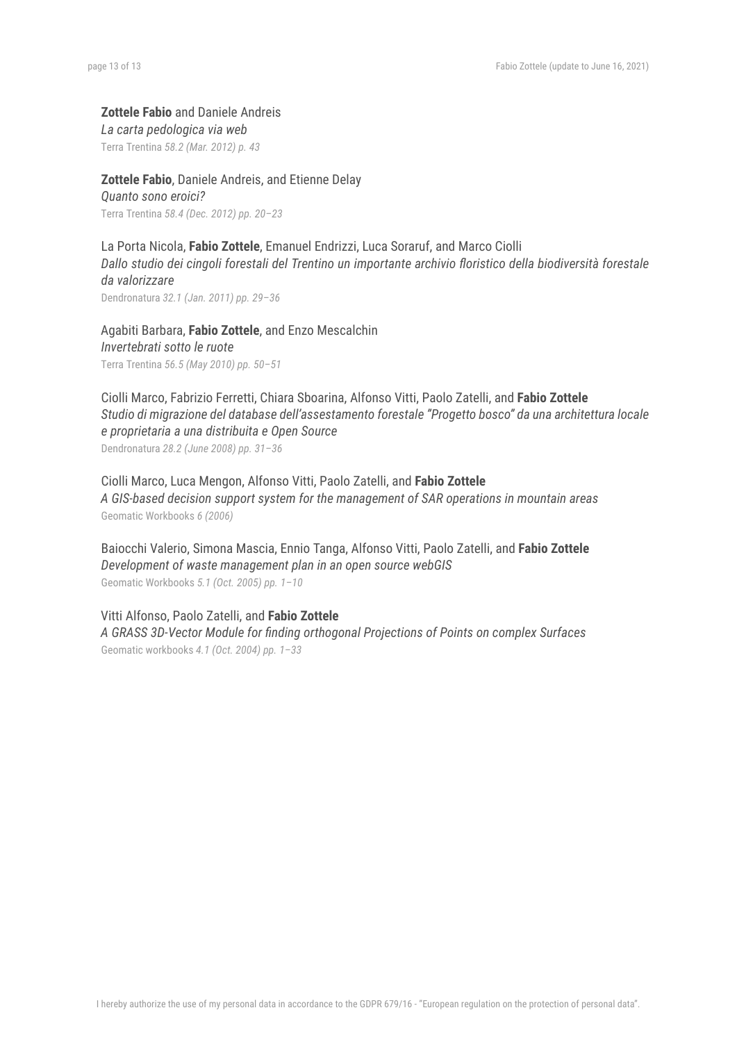**Zottele Fabio** and Daniele Andreis
*La carta pedologica via web*
Terra Trentina *58.2 (Mar. 2012) p. 43*

**Zottele Fabio**, Daniele Andreis, and Etienne Delay
*Quanto sono eroici?*
Terra Trentina *58.4 (Dec. 2012) pp. 20–23*

La Porta Nicola, **Fabio Zottele**, Emanuel Endrizzi, Luca Soraruf, and Marco Ciolli
*Dallo studio dei cingoli forestali del Trentino un importante archivio floristico della biodiversità forestale da valorizzare*
Dendronatura *32.1 (Jan. 2011) pp. 29–36*

Agabiti Barbara, **Fabio Zottele**, and Enzo Mescalchin
*Invertebrati sotto le ruote*
Terra Trentina *56.5 (May 2010) pp. 50–51*

Ciolli Marco, Fabrizio Ferretti, Chiara Sboarina, Alfonso Vitti, Paolo Zatelli, and **Fabio Zottele**
*Studio di migrazione del database dell'assestamento forestale "Progetto bosco" da una architettura locale e proprietaria a una distribuita e Open Source*
Dendronatura *28.2 (June 2008) pp. 31–36*

Ciolli Marco, Luca Mengon, Alfonso Vitti, Paolo Zatelli, and **Fabio Zottele**
*A GIS-based decision support system for the management of SAR operations in mountain areas*
Geomatic Workbooks *6 (2006)*

Baiocchi Valerio, Simona Mascia, Ennio Tanga, Alfonso Vitti, Paolo Zatelli, and **Fabio Zottele**
*Development of waste management plan in an open source webGIS*
Geomatic Workbooks *5.1 (Oct. 2005) pp. 1–10*

Vitti Alfonso, Paolo Zatelli, and **Fabio Zottele**
*A GRASS 3D-Vector Module for finding orthogonal Projections of Points on complex Surfaces*
Geomatic workbooks *4.1 (Oct. 2004) pp. 1–33*

I hereby authorize the use of my personal data in accordance to the GDPR 679/16 - "European regulation on the protection of personal data".